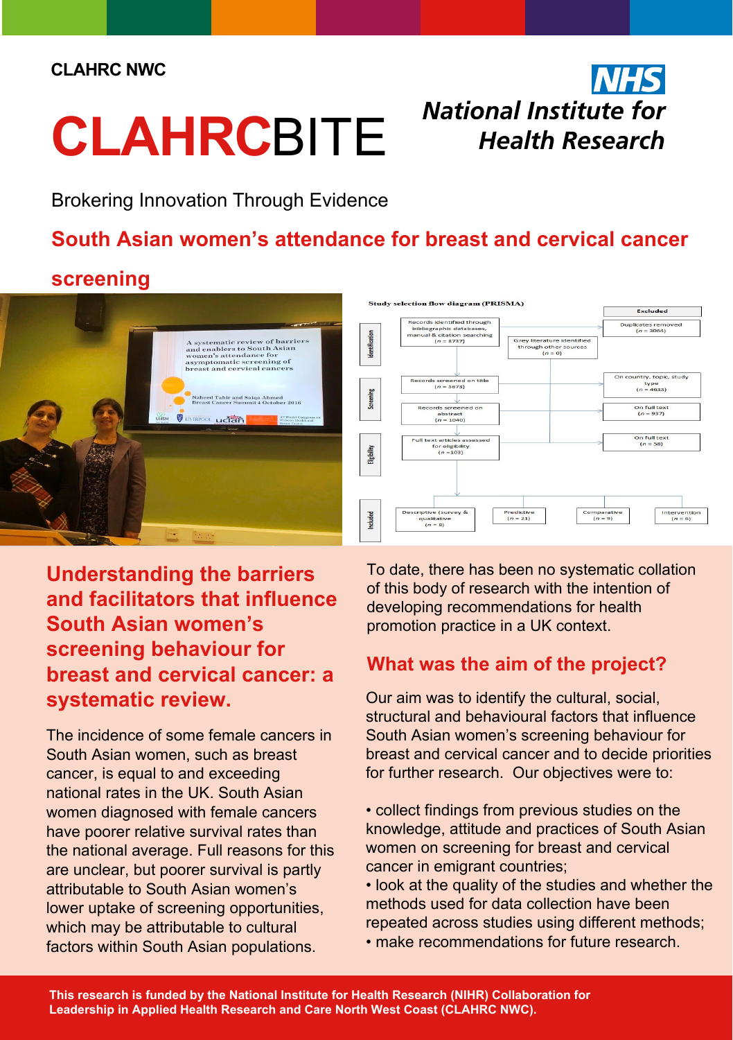CLAHRC NWC

# CLAHRCBITE

NHS National Institute for Health Research

Brokering Innovation Through Evidence

## South Asian women's attendance for breast and cervical cancer screening

## Understanding the barriers and facilitators that influence South Asian women's screening behaviour for breast and cervical cancer: a systematic review.

The incidence of some female cancers in South Asian women, such as breast cancer, is equal to and exceeding national rates in the UK. South Asian women diagnosed with female cancers have poorer relative survival rates than the national average. Full reasons for this are unclear, but poorer survival is partly attributable to South Asian women's lower uptake of screening opportunities, which may be attributable to cultural factors within South Asian populations.

To date, there has been no systematic collation of this body of research with the intention of developing recommendations for health promotion practice in a UK context.

### What was the aim of the project?

Our aim was to identify the cultural, social, structural and behavioural factors that influence South Asian women's screening behaviour for breast and cervical cancer and to decide priorities for further research. Our objectives were to:

- collect findings from previous studies on the knowledge, attitude and practices of South Asian women on screening for breast and cervical cancer in emigrant countries;
- look at the quality of the studies and whether the methods used for data collection have been repeated across studies using different methods;
- make recommendations for future research.

**This research is funded by the National Institute for Health Research (NIHR) Collaboration for Leadership in Applied Health Research and Care North West Coast (CLAHRC NWC).**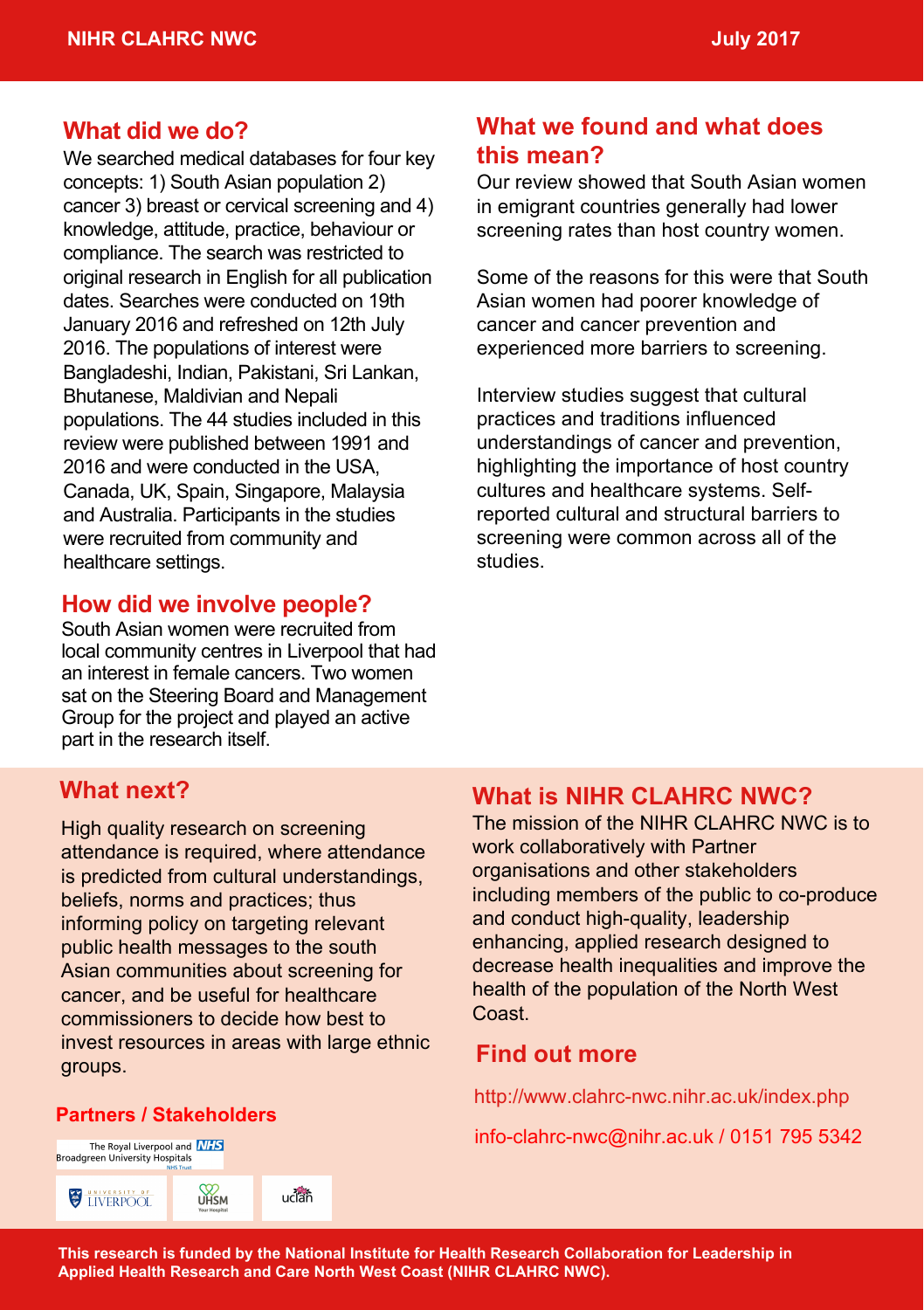## What did we do?

We searched medical databases for four key concepts: 1) South Asian population 2) cancer 3) breast or cervical screening and 4) knowledge, attitude, practice, behaviour or compliance. The search was restricted to original research in English for all publication dates. Searches were conducted on 19th January 2016 and refreshed on 12th July 2016. The populations of interest were Bangladeshi, Indian, Pakistani, Sri Lankan, Bhutanese, Maldivian and Nepali populations. The 44 studies included in this review were published between 1991 and 2016 and were conducted in the USA, Canada, UK, Spain, Singapore, Malaysia and Australia. Participants in the studies were recruited from community and healthcare settings.

## How did we involve people?

South Asian women were recruited from local community centres in Liverpool that had an interest in female cancers. Two women sat on the Steering Board and Management Group for the project and played an active part in the research itself.

## What we found and what does this mean?

Our review showed that South Asian women in emigrant countries generally had lower screening rates than host country women.

Some of the reasons for this were that South Asian women had poorer knowledge of cancer and cancer prevention and experienced more barriers to screening.

Interview studies suggest that cultural practices and traditions influenced understandings of cancer and prevention, highlighting the importance of host country cultures and healthcare systems. Self-reported cultural and structural barriers to screening were common across all of the studies.

## What next?

High quality research on screening attendance is required, where attendance is predicted from cultural understandings, beliefs, norms and practices; thus informing policy on targeting relevant public health messages to the south Asian communities about screening for cancer, and be useful for healthcare commissioners to decide how best to invest resources in areas with large ethnic groups.

## Partners / Stakeholders

The Royal Liverpool and Broadgreen University Hospitals NHS Trust

University of Liverpool

UHSM

uclan

## What is NIHR CLAHRC NWC?

The mission of the NIHR CLAHRC NWC is to work collaboratively with Partner organisations and other stakeholders including members of the public to co-produce and conduct high-quality, leadership enhancing, applied research designed to decrease health inequalities and improve the health of the population of the North West Coast.

## Find out more

http://www.clahrc-nwc.nihr.ac.uk/index.php

info-clahrc-nwc@nihr.ac.uk / 0151 795 5342

**This research is funded by the National Institute for Health Research Collaboration for Leadership in Applied Health Research and Care North West Coast (NIHR CLAHRC NWC).**